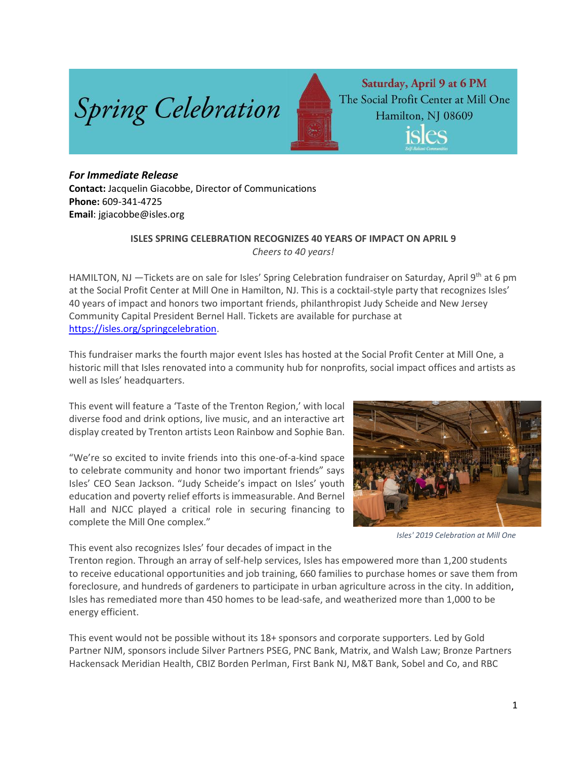Spring Celebration

Saturday, April 9 at 6 PM
The Social Profit Center at Mill One
Hamilton, NJ 08609
isles

***For Immediate Release***
**Contact:** Jacquelin Giacobbe, Director of Communications
**Phone:** 609-341-4725
**Email**: jgiacobbe@isles.org

**ISLES SPRING CELEBRATION RECOGNIZES 40 YEARS OF IMPACT ON APRIL 9**
*Cheers to 40 years!*

HAMILTON, NJ —Tickets are on sale for Isles' Spring Celebration fundraiser on Saturday, April 9th at 6 pm at the Social Profit Center at Mill One in Hamilton, NJ. This is a cocktail-style party that recognizes Isles' 40 years of impact and honors two important friends, philanthropist Judy Scheide and New Jersey Community Capital President Bernel Hall. Tickets are available for purchase at https://isles.org/springcelebration.

This fundraiser marks the fourth major event Isles has hosted at the Social Profit Center at Mill One, a historic mill that Isles renovated into a community hub for nonprofits, social impact offices and artists as well as Isles' headquarters.

This event will feature a 'Taste of the Trenton Region,' with local diverse food and drink options, live music, and an interactive art display created by Trenton artists Leon Rainbow and Sophie Ban.

"We're so excited to invite friends into this one-of-a-kind space to celebrate community and honor two important friends" says Isles' CEO Sean Jackson. "Judy Scheide's impact on Isles' youth education and poverty relief efforts is immeasurable. And Bernel Hall and NJCC played a critical role in securing financing to complete the Mill One complex."

*Isles' 2019 Celebration at Mill One*

This event also recognizes Isles' four decades of impact in the Trenton region. Through an array of self-help services, Isles has empowered more than 1,200 students to receive educational opportunities and job training, 660 families to purchase homes or save them from foreclosure, and hundreds of gardeners to participate in urban agriculture across in the city. In addition, Isles has remediated more than 450 homes to be lead-safe, and weatherized more than 1,000 to be energy efficient.

This event would not be possible without its 18+ sponsors and corporate supporters. Led by Gold Partner NJM, sponsors include Silver Partners PSEG, PNC Bank, Matrix, and Walsh Law; Bronze Partners Hackensack Meridian Health, CBIZ Borden Perlman, First Bank NJ, M&T Bank, Sobel and Co, and RBC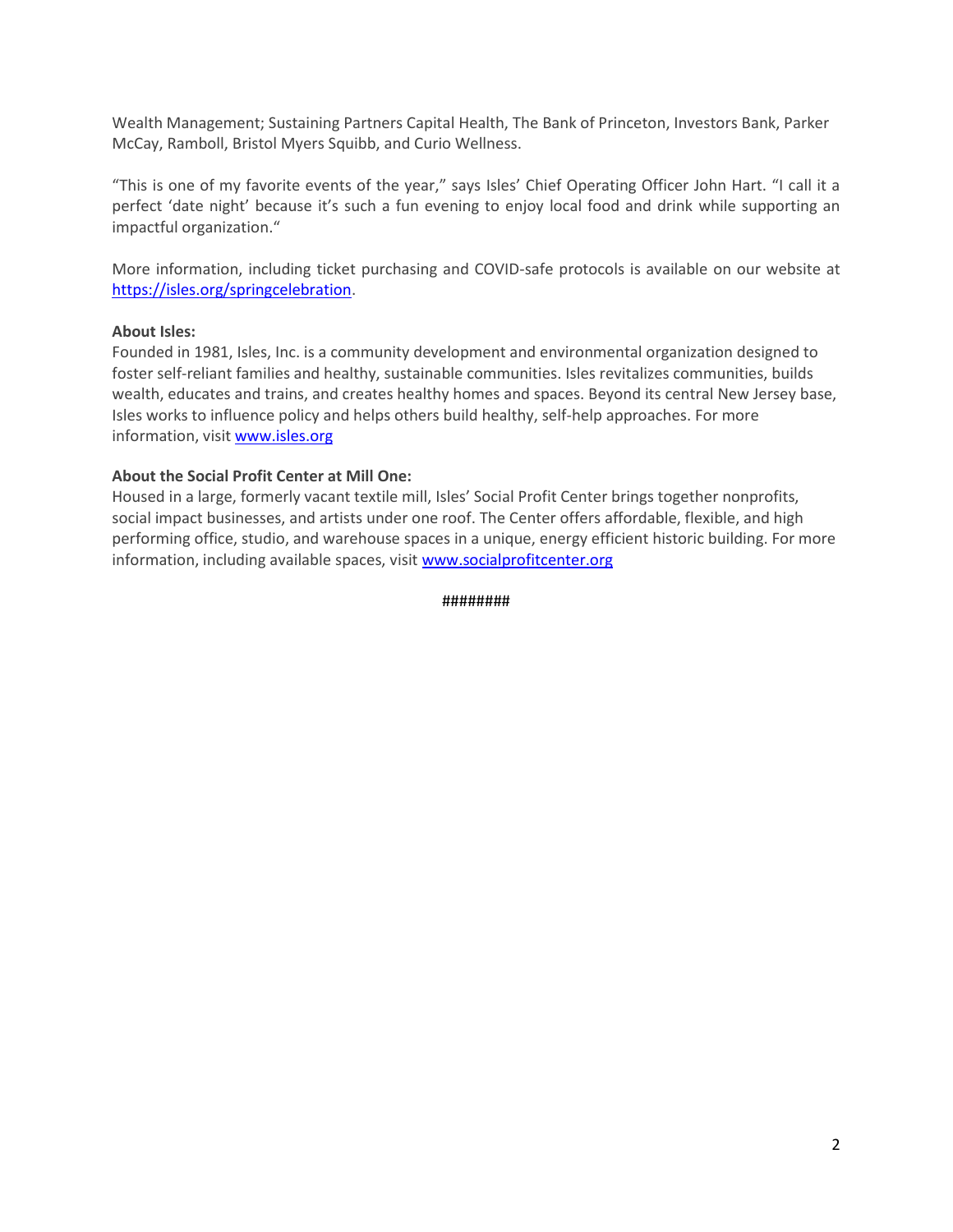Wealth Management; Sustaining Partners Capital Health, The Bank of Princeton, Investors Bank, Parker McCay, Ramboll, Bristol Myers Squibb, and Curio Wellness.

"This is one of my favorite events of the year," says Isles' Chief Operating Officer John Hart. "I call it a perfect 'date night' because it's such a fun evening to enjoy local food and drink while supporting an impactful organization."

More information, including ticket purchasing and COVID-safe protocols is available on our website at [https://isles.org/springcelebration](https://isles.org/springcelebration).

**About Isles:**
Founded in 1981, Isles, Inc. is a community development and environmental organization designed to foster self-reliant families and healthy, sustainable communities. Isles revitalizes communities, builds wealth, educates and trains, and creates healthy homes and spaces. Beyond its central New Jersey base, Isles works to influence policy and helps others build healthy, self-help approaches. For more information, visit [www.isles.org](http://www.isles.org)

**About the Social Profit Center at Mill One:**
Housed in a large, formerly vacant textile mill, Isles' Social Profit Center brings together nonprofits, social impact businesses, and artists under one roof. The Center offers affordable, flexible, and high performing office, studio, and warehouse spaces in a unique, energy efficient historic building. For more information, including available spaces, visit [www.socialprofitcenter.org](http://www.socialprofitcenter.org)

########